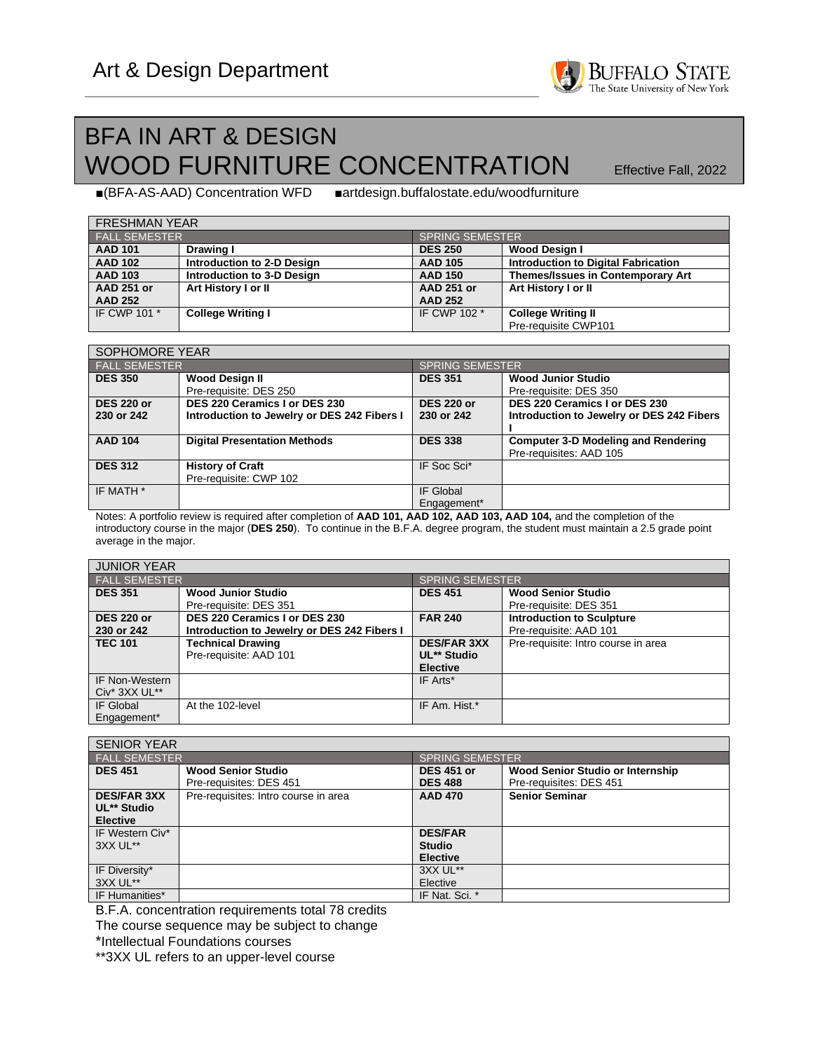Art & Design Department

# BFA IN ART & DESIGN
# WOOD FURNITURE CONCENTRATION

Effective Fall, 2022

■(BFA-AS-AAD) Concentration WFD ■artdesign.buffalostate.edu/woodfurniture

| FRESHMAN YEAR | | | |
|---|---|---|---|
| FALL SEMESTER | | SPRING SEMESTER | |
| **AAD 101** | **Drawing I** | **DES 250** | **Wood Design I** |
| **AAD 102** | **Introduction to 2-D Design** | **AAD 105** | **Introduction to Digital Fabrication** |
| **AAD 103** | **Introduction to 3-D Design** | **AAD 150** | **Themes/Issues in Contemporary Art** |
| **AAD 251 or AAD 252** | **Art History I or II** | **AAD 251 or AAD 252** | **Art History I or II** |
| IF CWP 101 * | **College Writing I** | IF CWP 102 * | **College Writing II** Pre-requisite CWP101 |

| SOPHOMORE YEAR | | | |
|---|---|---|---|
| FALL SEMESTER | | SPRING SEMESTER | |
| **DES 350** | **Wood Design II** Pre-requisite: DES 250 | **DES 351** | **Wood Junior Studio** Pre-requisite: DES 350 |
| **DES 220 or 230 or 242** | **DES 220 Ceramics I or DES 230 Introduction to Jewelry or DES 242 Fibers I** | **DES 220 or 230 or 242** | **DES 220 Ceramics I or DES 230 Introduction to Jewelry or DES 242 Fibers I** |
| **AAD 104** | **Digital Presentation Methods** | **DES 338** | **Computer 3-D Modeling and Rendering** Pre-requisites: AAD 105 |
| **DES 312** | **History of Craft** Pre-requisite: CWP 102 | IF Soc Sci* | |
| IF MATH * | | IF Global Engagement* | |

Notes: A portfolio review is required after completion of **AAD 101, AAD 102, AAD 103, AAD 104,** and the completion of the introductory course in the major (**DES 250**). To continue in the B.F.A. degree program, the student must maintain a 2.5 grade point average in the major.

| JUNIOR YEAR | | | |
|---|---|---|---|
| FALL SEMESTER | | SPRING SEMESTER | |
| **DES 351** | **Wood Junior Studio** Pre-requisite: DES 351 | **DES 451** | **Wood Senior Studio** Pre-requisite: DES 351 |
| **DES 220 or 230 or 242** | **DES 220 Ceramics I or DES 230 Introduction to Jewelry or DES 242 Fibers I** | **FAR 240** | **Introduction to Sculpture** Pre-requisite: AAD 101 |
| **TEC 101** | **Technical Drawing** Pre-requisite: AAD 101 | **DES/FAR 3XX UL** Studio Elective** | Pre-requisite: Intro course in area |
| IF Non-Western Civ* 3XX UL** | | IF Arts* | |
| IF Global Engagement* | At the 102-level | IF Am. Hist.* | |

| SENIOR YEAR | | | |
|---|---|---|---|
| FALL SEMESTER | | SPRING SEMESTER | |
| **DES 451** | **Wood Senior Studio** Pre-requisites: DES 451 | **DES 451 or DES 488** | **Wood Senior Studio or Internship** Pre-requisites: DES 451 |
| **DES/FAR 3XX UL** Studio Elective** | Pre-requisites: Intro course in area | **AAD 470** | **Senior Seminar** |
| IF Western Civ* 3XX UL** | | **DES/FAR Studio Elective** | |
| IF Diversity* 3XX UL** | | 3XX UL** Elective | |
| IF Humanities* | | IF Nat. Sci. * | |

B.F.A. concentration requirements total 78 credits

The course sequence may be subject to change

*Intellectual Foundations courses

**3XX UL refers to an upper-level course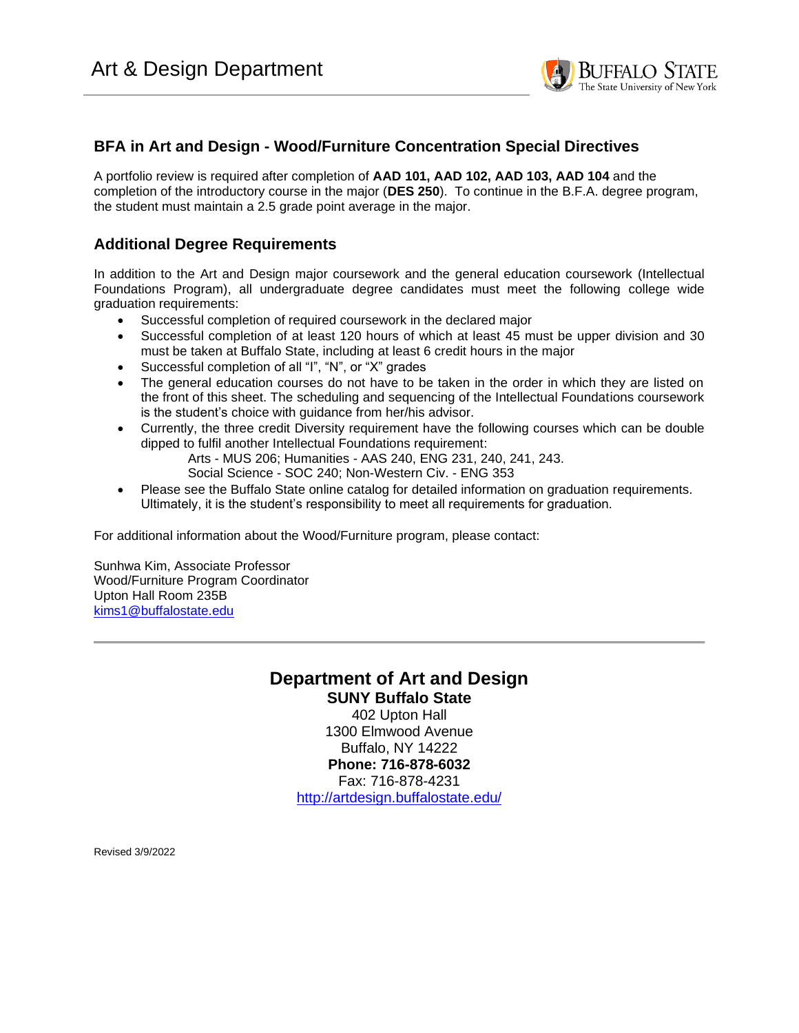# BFA in Art and Design - Wood/Furniture Concentration Special Directives

A portfolio review is required after completion of **AAD 101, AAD 102, AAD 103, AAD 104** and the completion of the introductory course in the major (**DES 250**). To continue in the B.F.A. degree program, the student must maintain a 2.5 grade point average in the major.

## Additional Degree Requirements

In addition to the Art and Design major coursework and the general education coursework (Intellectual Foundations Program), all undergraduate degree candidates must meet the following college wide graduation requirements:

- Successful completion of required coursework in the declared major
- Successful completion of at least 120 hours of which at least 45 must be upper division and 30 must be taken at Buffalo State, including at least 6 credit hours in the major
- Successful completion of all "I", "N", or "X" grades
- The general education courses do not have to be taken in the order in which they are listed on the front of this sheet. The scheduling and sequencing of the Intellectual Foundations coursework is the student's choice with guidance from her/his advisor.
- Currently, the three credit Diversity requirement have the following courses which can be double dipped to fulfil another Intellectual Foundations requirement:
  Arts - MUS 206; Humanities - AAS 240, ENG 231, 240, 241, 243.
  Social Science - SOC 240; Non-Western Civ. - ENG 353
- Please see the Buffalo State online catalog for detailed information on graduation requirements. Ultimately, it is the student's responsibility to meet all requirements for graduation.

For additional information about the Wood/Furniture program, please contact:

Sunhwa Kim, Associate Professor
Wood/Furniture Program Coordinator
Upton Hall Room 235B
kims1@buffalostate.edu

---

**Department of Art and Design**
**SUNY Buffalo State**
402 Upton Hall
1300 Elmwood Avenue
Buffalo, NY 14222
**Phone: 716-878-6032**
Fax: 716-878-4231
http://artdesign.buffalostate.edu/

Revised 3/9/2022